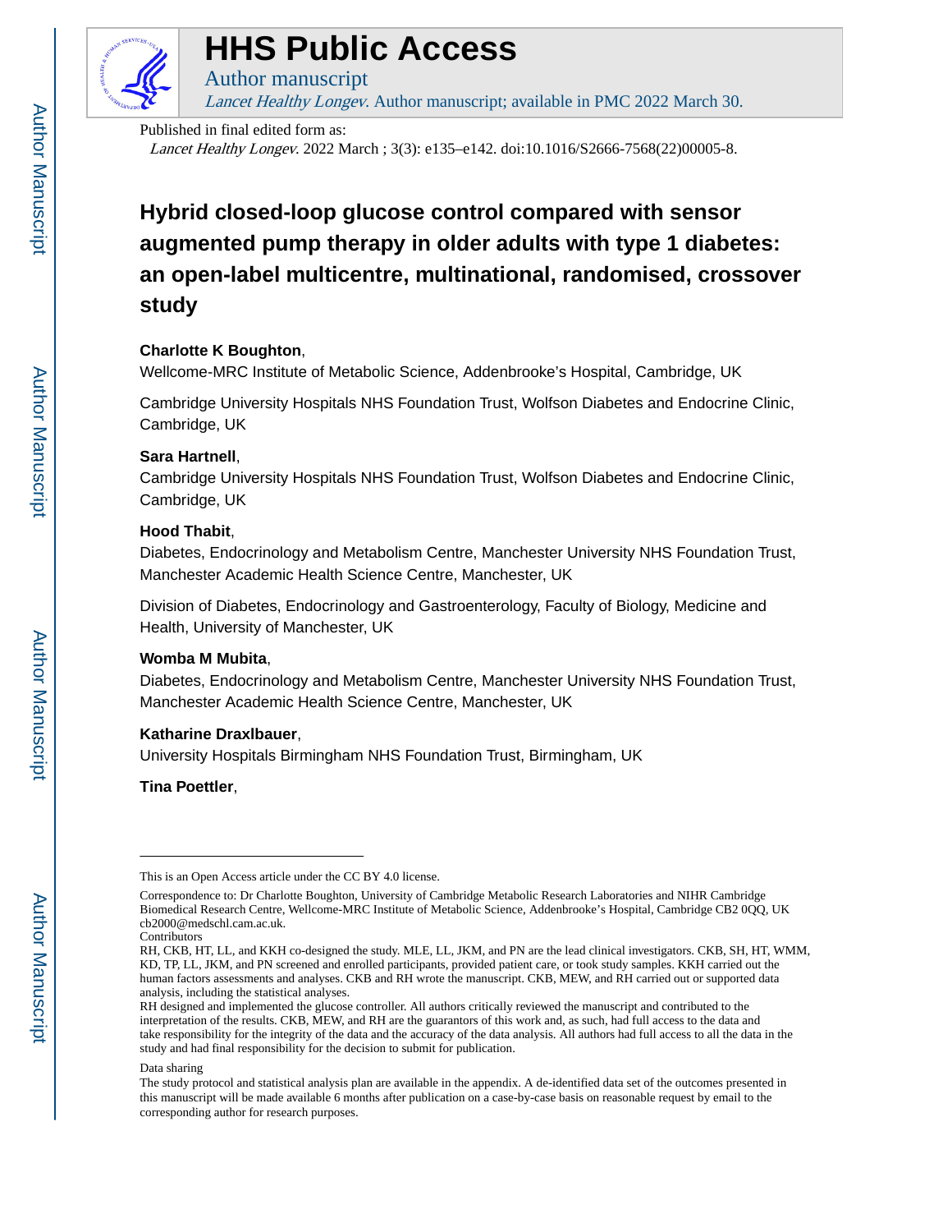# HHS Public Access

Author manuscript

*Lancet Healthy Longev*. Author manuscript; available in PMC 2022 March 30.

Published in final edited form as:

*Lancet Healthy Longev*. 2022 March ; 3(3): e135–e142. doi:10.1016/S2666-7568(22)00005-8.

# Hybrid closed-loop glucose control compared with sensor augmented pump therapy in older adults with type 1 diabetes: an open-label multicentre, multinational, randomised, crossover study

**Charlotte K Boughton**,

Wellcome-MRC Institute of Metabolic Science, Addenbrooke's Hospital, Cambridge, UK

Cambridge University Hospitals NHS Foundation Trust, Wolfson Diabetes and Endocrine Clinic, Cambridge, UK

**Sara Hartnell**,

Cambridge University Hospitals NHS Foundation Trust, Wolfson Diabetes and Endocrine Clinic, Cambridge, UK

**Hood Thabit**,

Diabetes, Endocrinology and Metabolism Centre, Manchester University NHS Foundation Trust, Manchester Academic Health Science Centre, Manchester, UK

Division of Diabetes, Endocrinology and Gastroenterology, Faculty of Biology, Medicine and Health, University of Manchester, UK

**Womba M Mubita**,

Diabetes, Endocrinology and Metabolism Centre, Manchester University NHS Foundation Trust, Manchester Academic Health Science Centre, Manchester, UK

**Katharine Draxlbauer**,

University Hospitals Birmingham NHS Foundation Trust, Birmingham, UK

**Tina Poettler**,

---

This is an Open Access article under the CC BY 4.0 license.

Correspondence to: Dr Charlotte Boughton, University of Cambridge Metabolic Research Laboratories and NIHR Cambridge Biomedical Research Centre, Wellcome-MRC Institute of Metabolic Science, Addenbrooke's Hospital, Cambridge CB2 0QQ, UK cb2000@medschl.cam.ac.uk.

Contributors

RH, CKB, HT, LL, and KKH co-designed the study. MLE, LL, JKM, and PN are the lead clinical investigators. CKB, SH, HT, WMM, KD, TP, LL, JKM, and PN screened and enrolled participants, provided patient care, or took study samples. KKH carried out the human factors assessments and analyses. CKB and RH wrote the manuscript. CKB, MEW, and RH carried out or supported data analysis, including the statistical analyses.

RH designed and implemented the glucose controller. All authors critically reviewed the manuscript and contributed to the interpretation of the results. CKB, MEW, and RH are the guarantors of this work and, as such, had full access to the data and take responsibility for the integrity of the data and the accuracy of the data analysis. All authors had full access to all the data in the study and had final responsibility for the decision to submit for publication.

Data sharing

The study protocol and statistical analysis plan are available in the appendix. A de-identified data set of the outcomes presented in this manuscript will be made available 6 months after publication on a case-by-case basis on reasonable request by email to the corresponding author for research purposes.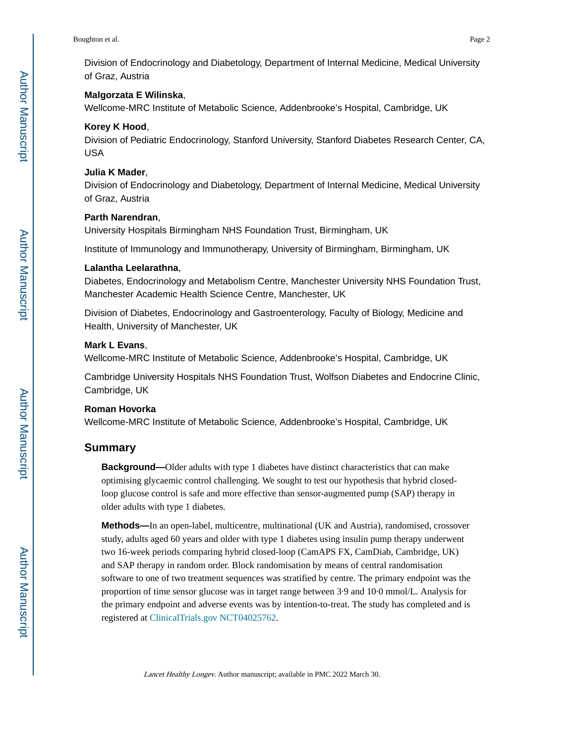Division of Endocrinology and Diabetology, Department of Internal Medicine, Medical University of Graz, Austria

**Malgorzata E Wilinska**,

Wellcome-MRC Institute of Metabolic Science, Addenbrooke's Hospital, Cambridge, UK

**Korey K Hood**,

Division of Pediatric Endocrinology, Stanford University, Stanford Diabetes Research Center, CA, USA

**Julia K Mader**,

Division of Endocrinology and Diabetology, Department of Internal Medicine, Medical University of Graz, Austria

**Parth Narendran**,

University Hospitals Birmingham NHS Foundation Trust, Birmingham, UK

Institute of Immunology and Immunotherapy, University of Birmingham, Birmingham, UK

**Lalantha Leelarathna**,

Diabetes, Endocrinology and Metabolism Centre, Manchester University NHS Foundation Trust, Manchester Academic Health Science Centre, Manchester, UK

Division of Diabetes, Endocrinology and Gastroenterology, Faculty of Biology, Medicine and Health, University of Manchester, UK

**Mark L Evans**,

Wellcome-MRC Institute of Metabolic Science, Addenbrooke's Hospital, Cambridge, UK

Cambridge University Hospitals NHS Foundation Trust, Wolfson Diabetes and Endocrine Clinic, Cambridge, UK

**Roman Hovorka**

Wellcome-MRC Institute of Metabolic Science, Addenbrooke's Hospital, Cambridge, UK

## Summary

**Background—**Older adults with type 1 diabetes have distinct characteristics that can make optimising glycaemic control challenging. We sought to test our hypothesis that hybrid closed-loop glucose control is safe and more effective than sensor-augmented pump (SAP) therapy in older adults with type 1 diabetes.

**Methods—**In an open-label, multicentre, multinational (UK and Austria), randomised, crossover study, adults aged 60 years and older with type 1 diabetes using insulin pump therapy underwent two 16-week periods comparing hybrid closed-loop (CamAPS FX, CamDiab, Cambridge, UK) and SAP therapy in random order. Block randomisation by means of central randomisation software to one of two treatment sequences was stratified by centre. The primary endpoint was the proportion of time sensor glucose was in target range between 3·9 and 10·0 mmol/L. Analysis for the primary endpoint and adverse events was by intention-to-treat. The study has completed and is registered at ClinicalTrials.gov NCT04025762.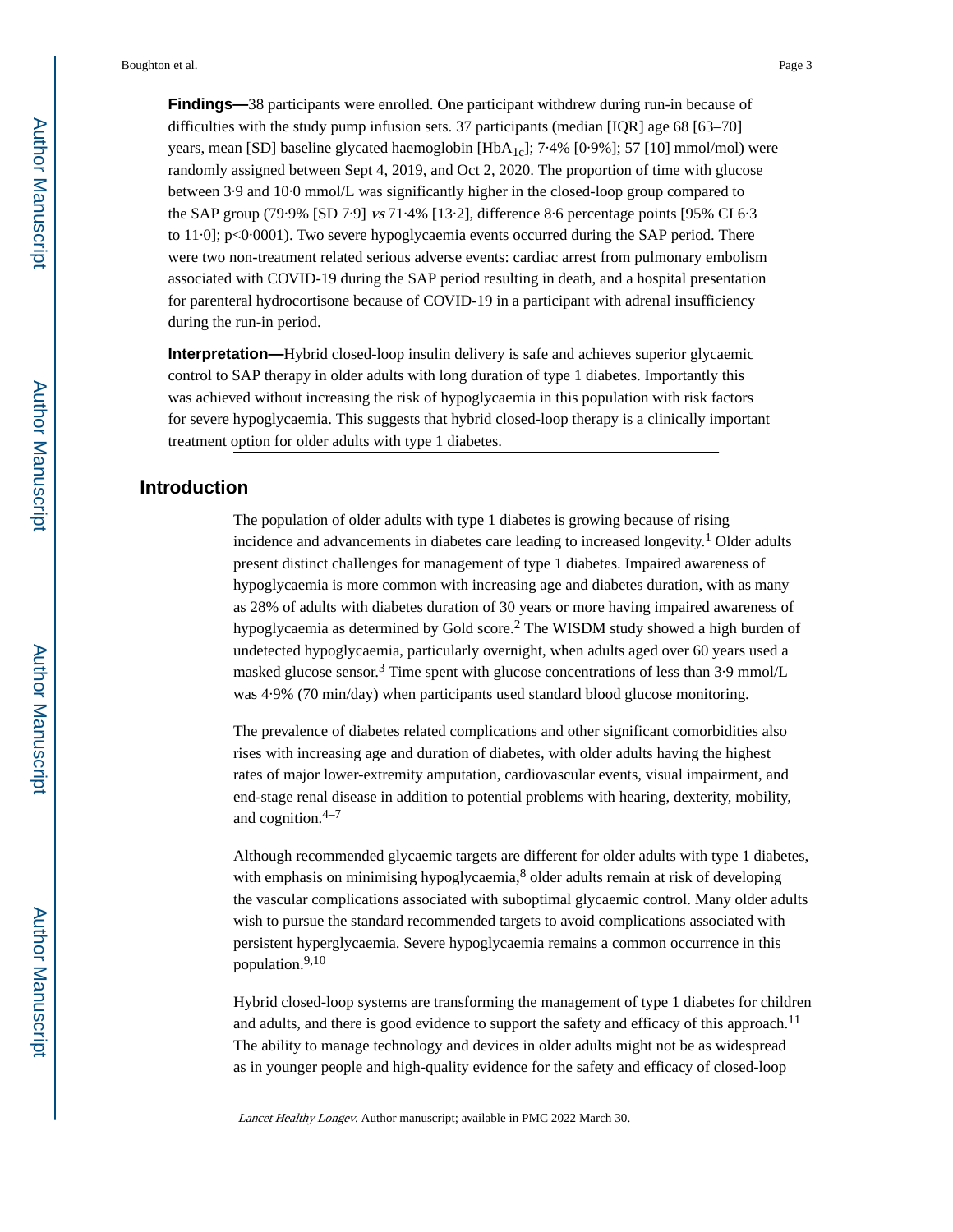**Findings—**38 participants were enrolled. One participant withdrew during run-in because of difficulties with the study pump infusion sets. 37 participants (median [IQR] age 68 [63–70] years, mean [SD] baseline glycated haemoglobin [$HbA_{1c}$]; 7·4% [0·9%]; 57 [10] mmol/mol) were randomly assigned between Sept 4, 2019, and Oct 2, 2020. The proportion of time with glucose between 3·9 and 10·0 mmol/L was significantly higher in the closed-loop group compared to the SAP group (79·9% [SD 7·9] *vs* 71·4% [13·2], difference 8·6 percentage points [95% CI 6·3 to 11·0]; p<0·0001). Two severe hypoglycaemia events occurred during the SAP period. There were two non-treatment related serious adverse events: cardiac arrest from pulmonary embolism associated with COVID-19 during the SAP period resulting in death, and a hospital presentation for parenteral hydrocortisone because of COVID-19 in a participant with adrenal insufficiency during the run-in period.

**Interpretation—**Hybrid closed-loop insulin delivery is safe and achieves superior glycaemic control to SAP therapy in older adults with long duration of type 1 diabetes. Importantly this was achieved without increasing the risk of hypoglycaemia in this population with risk factors for severe hypoglycaemia. This suggests that hybrid closed-loop therapy is a clinically important treatment option for older adults with type 1 diabetes.

## Introduction

The population of older adults with type 1 diabetes is growing because of rising incidence and advancements in diabetes care leading to increased longevity.[1] Older adults present distinct challenges for management of type 1 diabetes. Impaired awareness of hypoglycaemia is more common with increasing age and diabetes duration, with as many as 28% of adults with diabetes duration of 30 years or more having impaired awareness of hypoglycaemia as determined by Gold score.[2] The WISDM study showed a high burden of undetected hypoglycaemia, particularly overnight, when adults aged over 60 years used a masked glucose sensor.[3] Time spent with glucose concentrations of less than 3·9 mmol/L was 4·9% (70 min/day) when participants used standard blood glucose monitoring.

The prevalence of diabetes related complications and other significant comorbidities also rises with increasing age and duration of diabetes, with older adults having the highest rates of major lower-extremity amputation, cardiovascular events, visual impairment, and end-stage renal disease in addition to potential problems with hearing, dexterity, mobility, and cognition.[4–7]

Although recommended glycaemic targets are different for older adults with type 1 diabetes, with emphasis on minimising hypoglycaemia,[8] older adults remain at risk of developing the vascular complications associated with suboptimal glycaemic control. Many older adults wish to pursue the standard recommended targets to avoid complications associated with persistent hyperglycaemia. Severe hypoglycaemia remains a common occurrence in this population.[9,10]

Hybrid closed-loop systems are transforming the management of type 1 diabetes for children and adults, and there is good evidence to support the safety and efficacy of this approach.[11] The ability to manage technology and devices in older adults might not be as widespread as in younger people and high-quality evidence for the safety and efficacy of closed-loop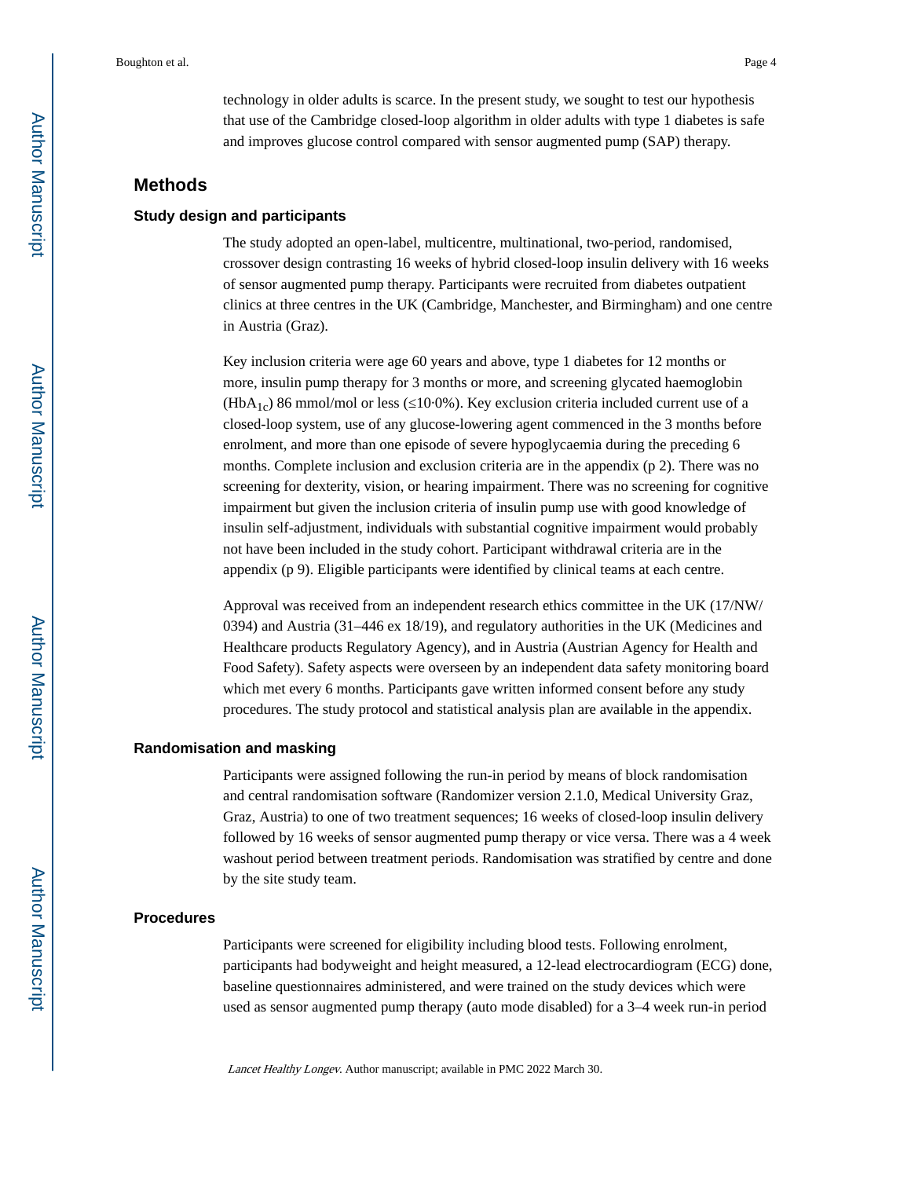technology in older adults is scarce. In the present study, we sought to test our hypothesis that use of the Cambridge closed-loop algorithm in older adults with type 1 diabetes is safe and improves glucose control compared with sensor augmented pump (SAP) therapy.

## Methods

### Study design and participants

The study adopted an open-label, multicentre, multinational, two-period, randomised, crossover design contrasting 16 weeks of hybrid closed-loop insulin delivery with 16 weeks of sensor augmented pump therapy. Participants were recruited from diabetes outpatient clinics at three centres in the UK (Cambridge, Manchester, and Birmingham) and one centre in Austria (Graz).

Key inclusion criteria were age 60 years and above, type 1 diabetes for 12 months or more, insulin pump therapy for 3 months or more, and screening glycated haemoglobin ($HbA_{1c}$) 86 mmol/mol or less (≤10·0%). Key exclusion criteria included current use of a closed-loop system, use of any glucose-lowering agent commenced in the 3 months before enrolment, and more than one episode of severe hypoglycaemia during the preceding 6 months. Complete inclusion and exclusion criteria are in the appendix (p 2). There was no screening for dexterity, vision, or hearing impairment. There was no screening for cognitive impairment but given the inclusion criteria of insulin pump use with good knowledge of insulin self-adjustment, individuals with substantial cognitive impairment would probably not have been included in the study cohort. Participant withdrawal criteria are in the appendix (p 9). Eligible participants were identified by clinical teams at each centre.

Approval was received from an independent research ethics committee in the UK (17/NW/0394) and Austria (31–446 ex 18/19), and regulatory authorities in the UK (Medicines and Healthcare products Regulatory Agency), and in Austria (Austrian Agency for Health and Food Safety). Safety aspects were overseen by an independent data safety monitoring board which met every 6 months. Participants gave written informed consent before any study procedures. The study protocol and statistical analysis plan are available in the appendix.

### Randomisation and masking

Participants were assigned following the run-in period by means of block randomisation and central randomisation software (Randomizer version 2.1.0, Medical University Graz, Graz, Austria) to one of two treatment sequences; 16 weeks of closed-loop insulin delivery followed by 16 weeks of sensor augmented pump therapy or vice versa. There was a 4 week washout period between treatment periods. Randomisation was stratified by centre and done by the site study team.

### Procedures

Participants were screened for eligibility including blood tests. Following enrolment, participants had bodyweight and height measured, a 12-lead electrocardiogram (ECG) done, baseline questionnaires administered, and were trained on the study devices which were used as sensor augmented pump therapy (auto mode disabled) for a 3–4 week run-in period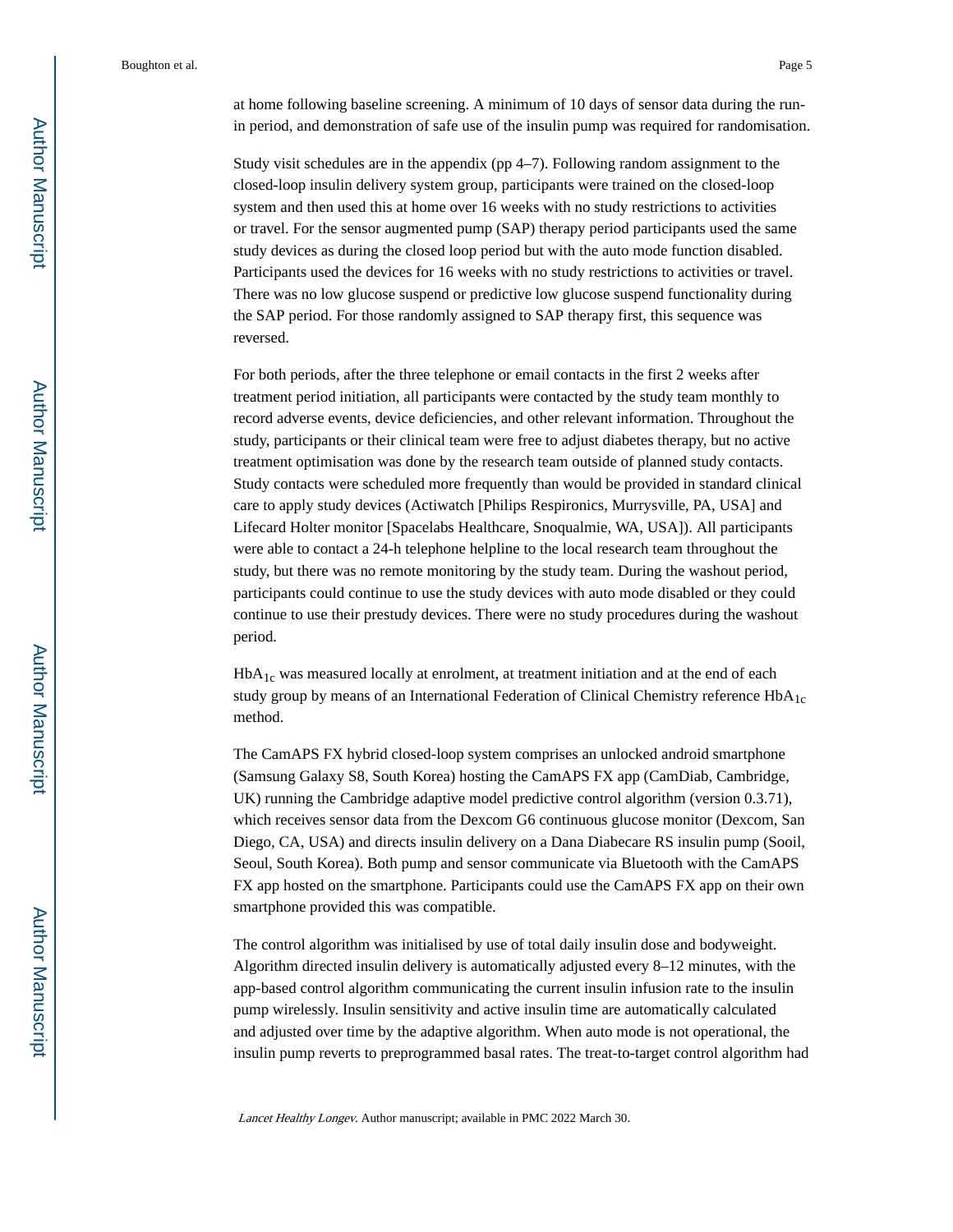at home following baseline screening. A minimum of 10 days of sensor data during the run-in period, and demonstration of safe use of the insulin pump was required for randomisation.

Study visit schedules are in the appendix (pp 4–7). Following random assignment to the closed-loop insulin delivery system group, participants were trained on the closed-loop system and then used this at home over 16 weeks with no study restrictions to activities or travel. For the sensor augmented pump (SAP) therapy period participants used the same study devices as during the closed loop period but with the auto mode function disabled. Participants used the devices for 16 weeks with no study restrictions to activities or travel. There was no low glucose suspend or predictive low glucose suspend functionality during the SAP period. For those randomly assigned to SAP therapy first, this sequence was reversed.

For both periods, after the three telephone or email contacts in the first 2 weeks after treatment period initiation, all participants were contacted by the study team monthly to record adverse events, device deficiencies, and other relevant information. Throughout the study, participants or their clinical team were free to adjust diabetes therapy, but no active treatment optimisation was done by the research team outside of planned study contacts. Study contacts were scheduled more frequently than would be provided in standard clinical care to apply study devices (Actiwatch [Philips Respironics, Murrysville, PA, USA] and Lifecard Holter monitor [Spacelabs Healthcare, Snoqualmie, WA, USA]). All participants were able to contact a 24-h telephone helpline to the local research team throughout the study, but there was no remote monitoring by the study team. During the washout period, participants could continue to use the study devices with auto mode disabled or they could continue to use their prestudy devices. There were no study procedures during the washout period.

$HbA_{1c}$ was measured locally at enrolment, at treatment initiation and at the end of each study group by means of an International Federation of Clinical Chemistry reference $HbA_{1c}$ method.

The CamAPS FX hybrid closed-loop system comprises an unlocked android smartphone (Samsung Galaxy S8, South Korea) hosting the CamAPS FX app (CamDiab, Cambridge, UK) running the Cambridge adaptive model predictive control algorithm (version 0.3.71), which receives sensor data from the Dexcom G6 continuous glucose monitor (Dexcom, San Diego, CA, USA) and directs insulin delivery on a Dana Diabecare RS insulin pump (Sooil, Seoul, South Korea). Both pump and sensor communicate via Bluetooth with the CamAPS FX app hosted on the smartphone. Participants could use the CamAPS FX app on their own smartphone provided this was compatible.

The control algorithm was initialised by use of total daily insulin dose and bodyweight. Algorithm directed insulin delivery is automatically adjusted every 8–12 minutes, with the app-based control algorithm communicating the current insulin infusion rate to the insulin pump wirelessly. Insulin sensitivity and active insulin time are automatically calculated and adjusted over time by the adaptive algorithm. When auto mode is not operational, the insulin pump reverts to preprogrammed basal rates. The treat-to-target control algorithm had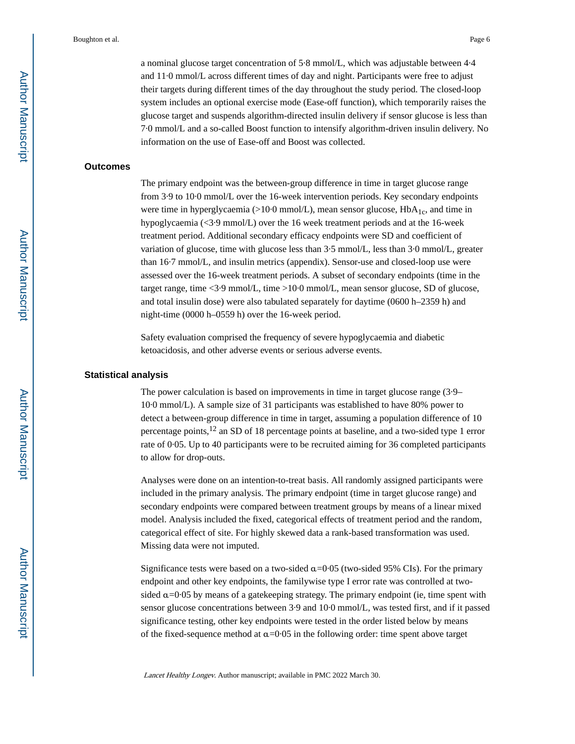a nominal glucose target concentration of 5·8 mmol/L, which was adjustable between 4·4 and 11·0 mmol/L across different times of day and night. Participants were free to adjust their targets during different times of the day throughout the study period. The closed-loop system includes an optional exercise mode (Ease-off function), which temporarily raises the glucose target and suspends algorithm-directed insulin delivery if sensor glucose is less than 7·0 mmol/L and a so-called Boost function to intensify algorithm-driven insulin delivery. No information on the use of Ease-off and Boost was collected.

## Outcomes

The primary endpoint was the between-group difference in time in target glucose range from 3·9 to 10·0 mmol/L over the 16-week intervention periods. Key secondary endpoints were time in hyperglycaemia (>10·0 mmol/L), mean sensor glucose, $HbA_{1c}$, and time in hypoglycaemia (<3·9 mmol/L) over the 16 week treatment periods and at the 16-week treatment period. Additional secondary efficacy endpoints were SD and coefficient of variation of glucose, time with glucose less than 3·5 mmol/L, less than 3·0 mmol/L, greater than 16·7 mmol/L, and insulin metrics (appendix). Sensor-use and closed-loop use were assessed over the 16-week treatment periods. A subset of secondary endpoints (time in the target range, time <3·9 mmol/L, time >10·0 mmol/L, mean sensor glucose, SD of glucose, and total insulin dose) were also tabulated separately for daytime (0600 h–2359 h) and night-time (0000 h–0559 h) over the 16-week period.

Safety evaluation comprised the frequency of severe hypoglycaemia and diabetic ketoacidosis, and other adverse events or serious adverse events.

## Statistical analysis

The power calculation is based on improvements in time in target glucose range (3·9–10·0 mmol/L). A sample size of 31 participants was established to have 80% power to detect a between-group difference in time in target, assuming a population difference of 10 percentage points,[12] an SD of 18 percentage points at baseline, and a two-sided type 1 error rate of 0·05. Up to 40 participants were to be recruited aiming for 36 completed participants to allow for drop-outs.

Analyses were done on an intention-to-treat basis. All randomly assigned participants were included in the primary analysis. The primary endpoint (time in target glucose range) and secondary endpoints were compared between treatment groups by means of a linear mixed model. Analysis included the fixed, categorical effects of treatment period and the random, categorical effect of site. For highly skewed data a rank-based transformation was used. Missing data were not imputed.

Significance tests were based on a two-sided $\alpha$=0·05 (two-sided 95% CIs). For the primary endpoint and other key endpoints, the familywise type I error rate was controlled at two-sided $\alpha$=0·05 by means of a gatekeeping strategy. The primary endpoint (ie, time spent with sensor glucose concentrations between 3·9 and 10·0 mmol/L, was tested first, and if it passed significance testing, other key endpoints were tested in the order listed below by means of the fixed-sequence method at $\alpha$=0·05 in the following order: time spent above target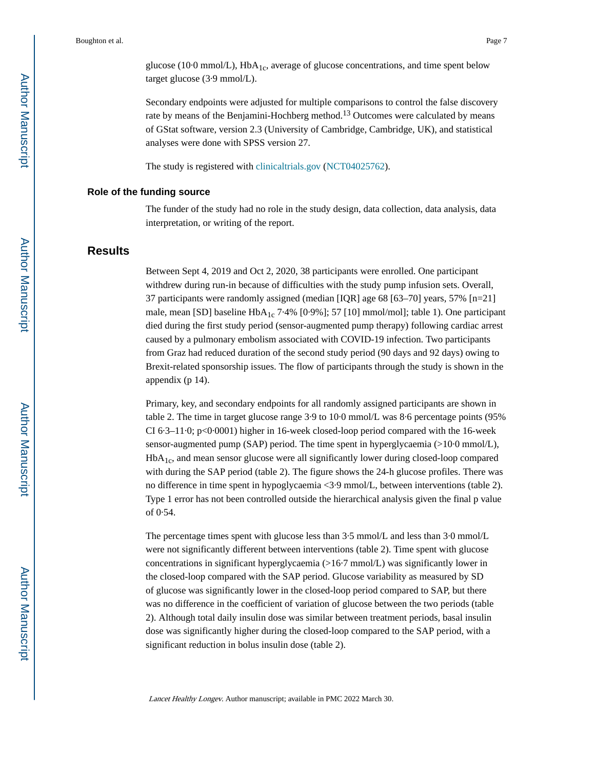glucose (10·0 mmol/L), $HbA_{1c}$, average of glucose concentrations, and time spent below target glucose (3·9 mmol/L).

Secondary endpoints were adjusted for multiple comparisons to control the false discovery rate by means of the Benjamini-Hochberg method.[13] Outcomes were calculated by means of GStat software, version 2.3 (University of Cambridge, Cambridge, UK), and statistical analyses were done with SPSS version 27.

The study is registered with clinicaltrials.gov (NCT04025762).

### Role of the funding source

The funder of the study had no role in the study design, data collection, data analysis, data interpretation, or writing of the report.

## Results

Between Sept 4, 2019 and Oct 2, 2020, 38 participants were enrolled. One participant withdrew during run-in because of difficulties with the study pump infusion sets. Overall, 37 participants were randomly assigned (median [IQR] age 68 [63–70] years, 57% [n=21] male, mean [SD] baseline $HbA_{1c}$ 7·4% [0·9%]; 57 [10] mmol/mol]; table 1). One participant died during the first study period (sensor-augmented pump therapy) following cardiac arrest caused by a pulmonary embolism associated with COVID-19 infection. Two participants from Graz had reduced duration of the second study period (90 days and 92 days) owing to Brexit-related sponsorship issues. The flow of participants through the study is shown in the appendix (p 14).

Primary, key, and secondary endpoints for all randomly assigned participants are shown in table 2. The time in target glucose range 3·9 to 10·0 mmol/L was 8·6 percentage points (95% CI 6·3–11·0; p<0·0001) higher in 16-week closed-loop period compared with the 16-week sensor-augmented pump (SAP) period. The time spent in hyperglycaemia (>10·0 mmol/L), $HbA_{1c}$, and mean sensor glucose were all significantly lower during closed-loop compared with during the SAP period (table 2). The figure shows the 24-h glucose profiles. There was no difference in time spent in hypoglycaemia <3·9 mmol/L, between interventions (table 2). Type 1 error has not been controlled outside the hierarchical analysis given the final p value of 0·54.

The percentage times spent with glucose less than 3·5 mmol/L and less than 3·0 mmol/L were not significantly different between interventions (table 2). Time spent with glucose concentrations in significant hyperglycaemia (>16·7 mmol/L) was significantly lower in the closed-loop compared with the SAP period. Glucose variability as measured by SD of glucose was significantly lower in the closed-loop period compared to SAP, but there was no difference in the coefficient of variation of glucose between the two periods (table 2). Although total daily insulin dose was similar between treatment periods, basal insulin dose was significantly higher during the closed-loop compared to the SAP period, with a significant reduction in bolus insulin dose (table 2).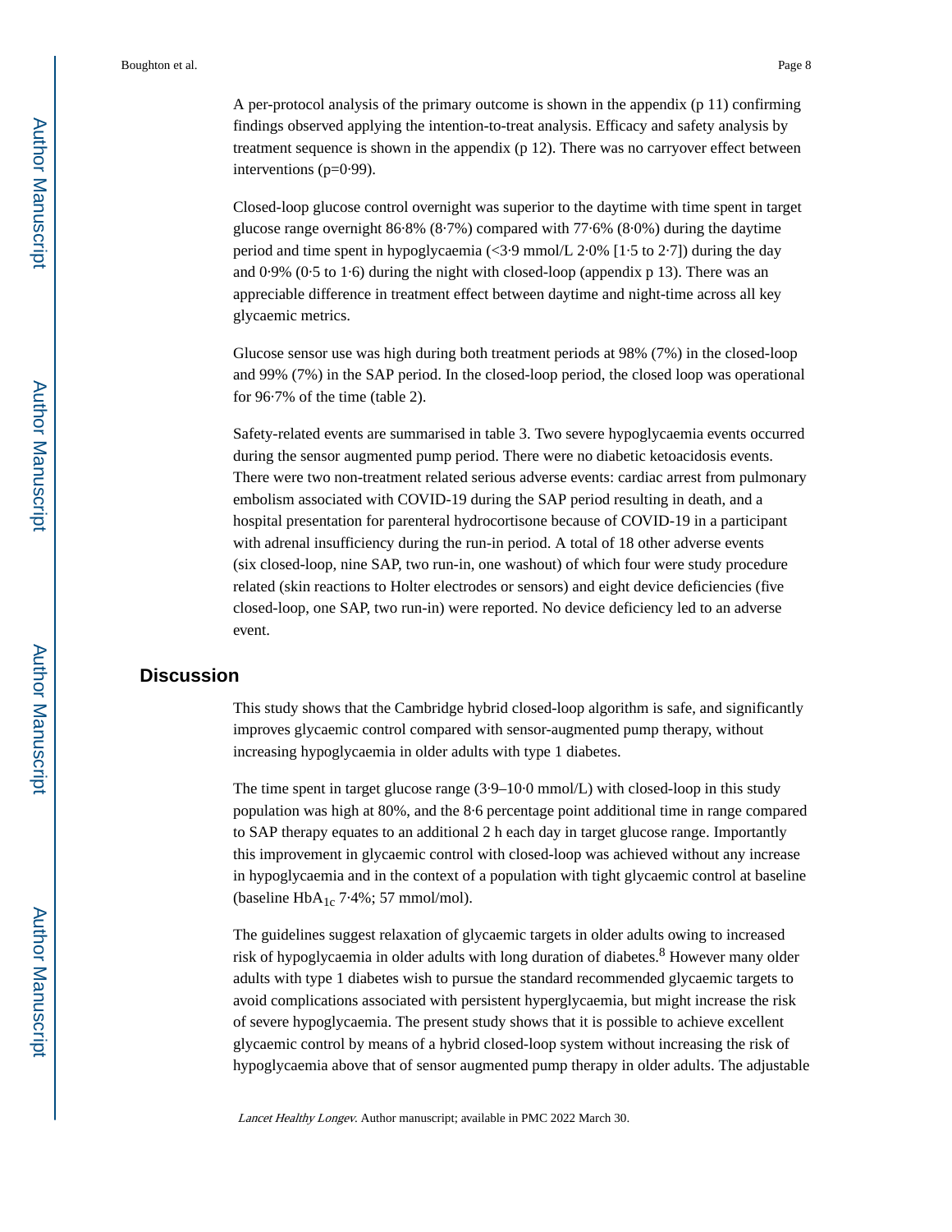A per-protocol analysis of the primary outcome is shown in the appendix (p 11) confirming findings observed applying the intention-to-treat analysis. Efficacy and safety analysis by treatment sequence is shown in the appendix (p 12). There was no carryover effect between interventions (p=0·99).

Closed-loop glucose control overnight was superior to the daytime with time spent in target glucose range overnight 86·8% (8·7%) compared with 77·6% (8·0%) during the daytime period and time spent in hypoglycaemia (<3·9 mmol/L 2·0% [1·5 to 2·7]) during the day and 0·9% (0·5 to 1·6) during the night with closed-loop (appendix p 13). There was an appreciable difference in treatment effect between daytime and night-time across all key glycaemic metrics.

Glucose sensor use was high during both treatment periods at 98% (7%) in the closed-loop and 99% (7%) in the SAP period. In the closed-loop period, the closed loop was operational for 96·7% of the time (table 2).

Safety-related events are summarised in table 3. Two severe hypoglycaemia events occurred during the sensor augmented pump period. There were no diabetic ketoacidosis events. There were two non-treatment related serious adverse events: cardiac arrest from pulmonary embolism associated with COVID-19 during the SAP period resulting in death, and a hospital presentation for parenteral hydrocortisone because of COVID-19 in a participant with adrenal insufficiency during the run-in period. A total of 18 other adverse events (six closed-loop, nine SAP, two run-in, one washout) of which four were study procedure related (skin reactions to Holter electrodes or sensors) and eight device deficiencies (five closed-loop, one SAP, two run-in) were reported. No device deficiency led to an adverse event.

## Discussion

This study shows that the Cambridge hybrid closed-loop algorithm is safe, and significantly improves glycaemic control compared with sensor-augmented pump therapy, without increasing hypoglycaemia in older adults with type 1 diabetes.

The time spent in target glucose range (3·9–10·0 mmol/L) with closed-loop in this study population was high at 80%, and the 8·6 percentage point additional time in range compared to SAP therapy equates to an additional 2 h each day in target glucose range. Importantly this improvement in glycaemic control with closed-loop was achieved without any increase in hypoglycaemia and in the context of a population with tight glycaemic control at baseline (baseline $HbA_{1c}$ 7·4%; 57 mmol/mol).

The guidelines suggest relaxation of glycaemic targets in older adults owing to increased risk of hypoglycaemia in older adults with long duration of diabetes.[8] However many older adults with type 1 diabetes wish to pursue the standard recommended glycaemic targets to avoid complications associated with persistent hyperglycaemia, but might increase the risk of severe hypoglycaemia. The present study shows that it is possible to achieve excellent glycaemic control by means of a hybrid closed-loop system without increasing the risk of hypoglycaemia above that of sensor augmented pump therapy in older adults. The adjustable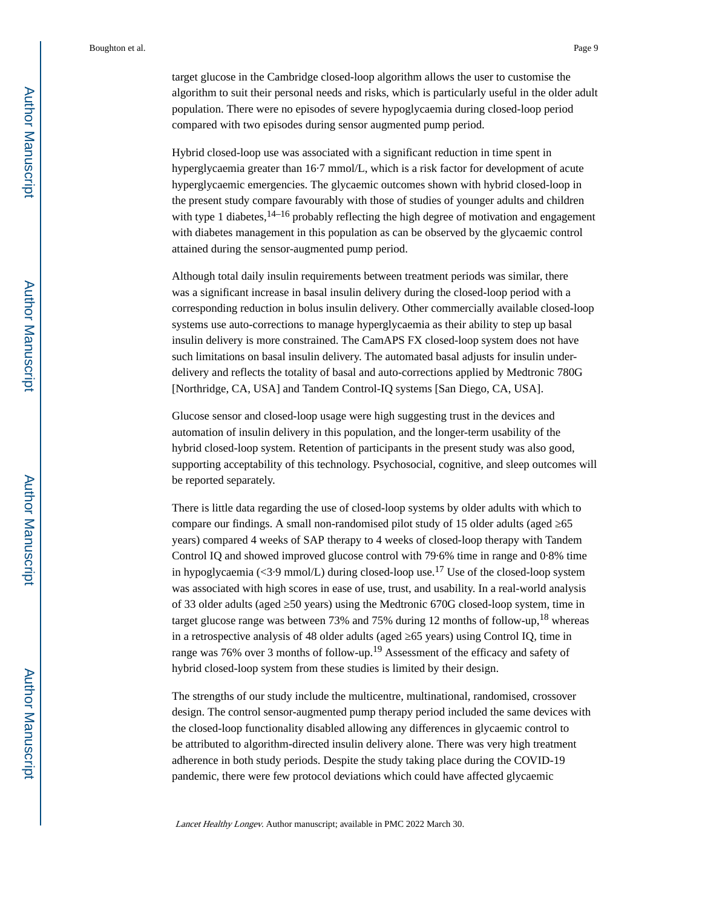target glucose in the Cambridge closed-loop algorithm allows the user to customise the algorithm to suit their personal needs and risks, which is particularly useful in the older adult population. There were no episodes of severe hypoglycaemia during closed-loop period compared with two episodes during sensor augmented pump period.

Hybrid closed-loop use was associated with a significant reduction in time spent in hyperglycaemia greater than 16·7 mmol/L, which is a risk factor for development of acute hyperglycaemic emergencies. The glycaemic outcomes shown with hybrid closed-loop in the present study compare favourably with those of studies of younger adults and children with type 1 diabetes,[14–16] probably reflecting the high degree of motivation and engagement with diabetes management in this population as can be observed by the glycaemic control attained during the sensor-augmented pump period.

Although total daily insulin requirements between treatment periods was similar, there was a significant increase in basal insulin delivery during the closed-loop period with a corresponding reduction in bolus insulin delivery. Other commercially available closed-loop systems use auto-corrections to manage hyperglycaemia as their ability to step up basal insulin delivery is more constrained. The CamAPS FX closed-loop system does not have such limitations on basal insulin delivery. The automated basal adjusts for insulin under-delivery and reflects the totality of basal and auto-corrections applied by Medtronic 780G [Northridge, CA, USA] and Tandem Control-IQ systems [San Diego, CA, USA].

Glucose sensor and closed-loop usage were high suggesting trust in the devices and automation of insulin delivery in this population, and the longer-term usability of the hybrid closed-loop system. Retention of participants in the present study was also good, supporting acceptability of this technology. Psychosocial, cognitive, and sleep outcomes will be reported separately.

There is little data regarding the use of closed-loop systems by older adults with which to compare our findings. A small non-randomised pilot study of 15 older adults (aged ≥65 years) compared 4 weeks of SAP therapy to 4 weeks of closed-loop therapy with Tandem Control IQ and showed improved glucose control with 79·6% time in range and 0·8% time in hypoglycaemia (<3·9 mmol/L) during closed-loop use.[17] Use of the closed-loop system was associated with high scores in ease of use, trust, and usability. In a real-world analysis of 33 older adults (aged ≥50 years) using the Medtronic 670G closed-loop system, time in target glucose range was between 73% and 75% during 12 months of follow-up,[18] whereas in a retrospective analysis of 48 older adults (aged ≥65 years) using Control IQ, time in range was 76% over 3 months of follow-up.[19] Assessment of the efficacy and safety of hybrid closed-loop system from these studies is limited by their design.

The strengths of our study include the multicentre, multinational, randomised, crossover design. The control sensor-augmented pump therapy period included the same devices with the closed-loop functionality disabled allowing any differences in glycaemic control to be attributed to algorithm-directed insulin delivery alone. There was very high treatment adherence in both study periods. Despite the study taking place during the COVID-19 pandemic, there were few protocol deviations which could have affected glycaemic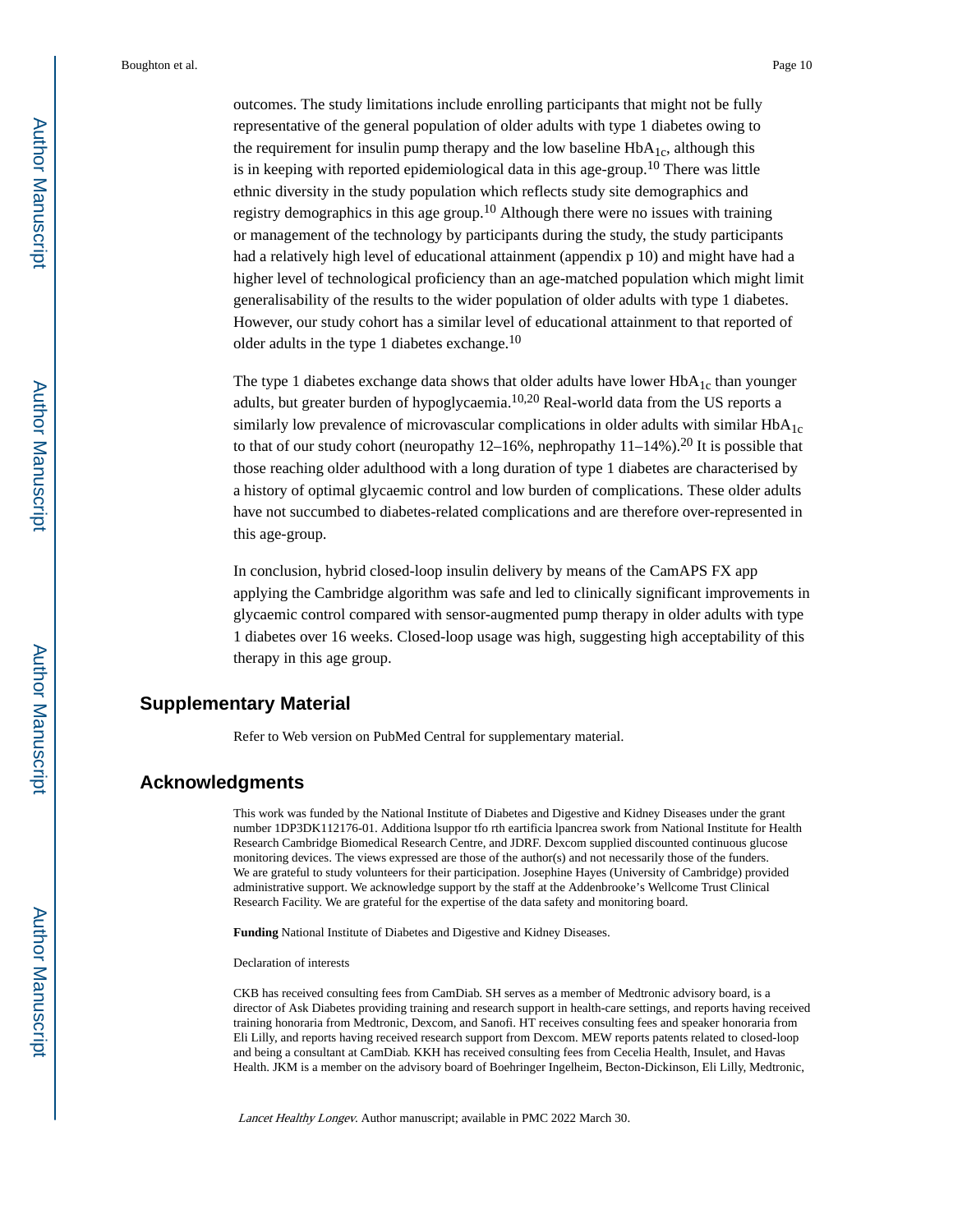outcomes. The study limitations include enrolling participants that might not be fully representative of the general population of older adults with type 1 diabetes owing to the requirement for insulin pump therapy and the low baseline $HbA_{1c}$, although this is in keeping with reported epidemiological data in this age-group.[10] There was little ethnic diversity in the study population which reflects study site demographics and registry demographics in this age group.[10] Although there were no issues with training or management of the technology by participants during the study, the study participants had a relatively high level of educational attainment (appendix p 10) and might have had a higher level of technological proficiency than an age-matched population which might limit generalisability of the results to the wider population of older adults with type 1 diabetes. However, our study cohort has a similar level of educational attainment to that reported of older adults in the type 1 diabetes exchange.[10]

The type 1 diabetes exchange data shows that older adults have lower $HbA_{1c}$ than younger adults, but greater burden of hypoglycaemia.[10,20] Real-world data from the US reports a similarly low prevalence of microvascular complications in older adults with similar $HbA_{1c}$ to that of our study cohort (neuropathy 12–16%, nephropathy 11–14%).[20] It is possible that those reaching older adulthood with a long duration of type 1 diabetes are characterised by a history of optimal glycaemic control and low burden of complications. These older adults have not succumbed to diabetes-related complications and are therefore over-represented in this age-group.

In conclusion, hybrid closed-loop insulin delivery by means of the CamAPS FX app applying the Cambridge algorithm was safe and led to clinically significant improvements in glycaemic control compared with sensor-augmented pump therapy in older adults with type 1 diabetes over 16 weeks. Closed-loop usage was high, suggesting high acceptability of this therapy in this age group.

## Supplementary Material

Refer to Web version on PubMed Central for supplementary material.

## Acknowledgments

This work was funded by the National Institute of Diabetes and Digestive and Kidney Diseases under the grant number 1DP3DK112176-01. Additiona lsuppor tfo rth eartificia lpancrea swork from National Institute for Health Research Cambridge Biomedical Research Centre, and JDRF. Dexcom supplied discounted continuous glucose monitoring devices. The views expressed are those of the author(s) and not necessarily those of the funders. We are grateful to study volunteers for their participation. Josephine Hayes (University of Cambridge) provided administrative support. We acknowledge support by the staff at the Addenbrooke's Wellcome Trust Clinical Research Facility. We are grateful for the expertise of the data safety and monitoring board.

**Funding** National Institute of Diabetes and Digestive and Kidney Diseases.

Declaration of interests

CKB has received consulting fees from CamDiab. SH serves as a member of Medtronic advisory board, is a director of Ask Diabetes providing training and research support in health-care settings, and reports having received training honoraria from Medtronic, Dexcom, and Sanofi. HT receives consulting fees and speaker honoraria from Eli Lilly, and reports having received research support from Dexcom. MEW reports patents related to closed-loop and being a consultant at CamDiab. KKH has received consulting fees from Cecelia Health, Insulet, and Havas Health. JKM is a member on the advisory board of Boehringer Ingelheim, Becton-Dickinson, Eli Lilly, Medtronic,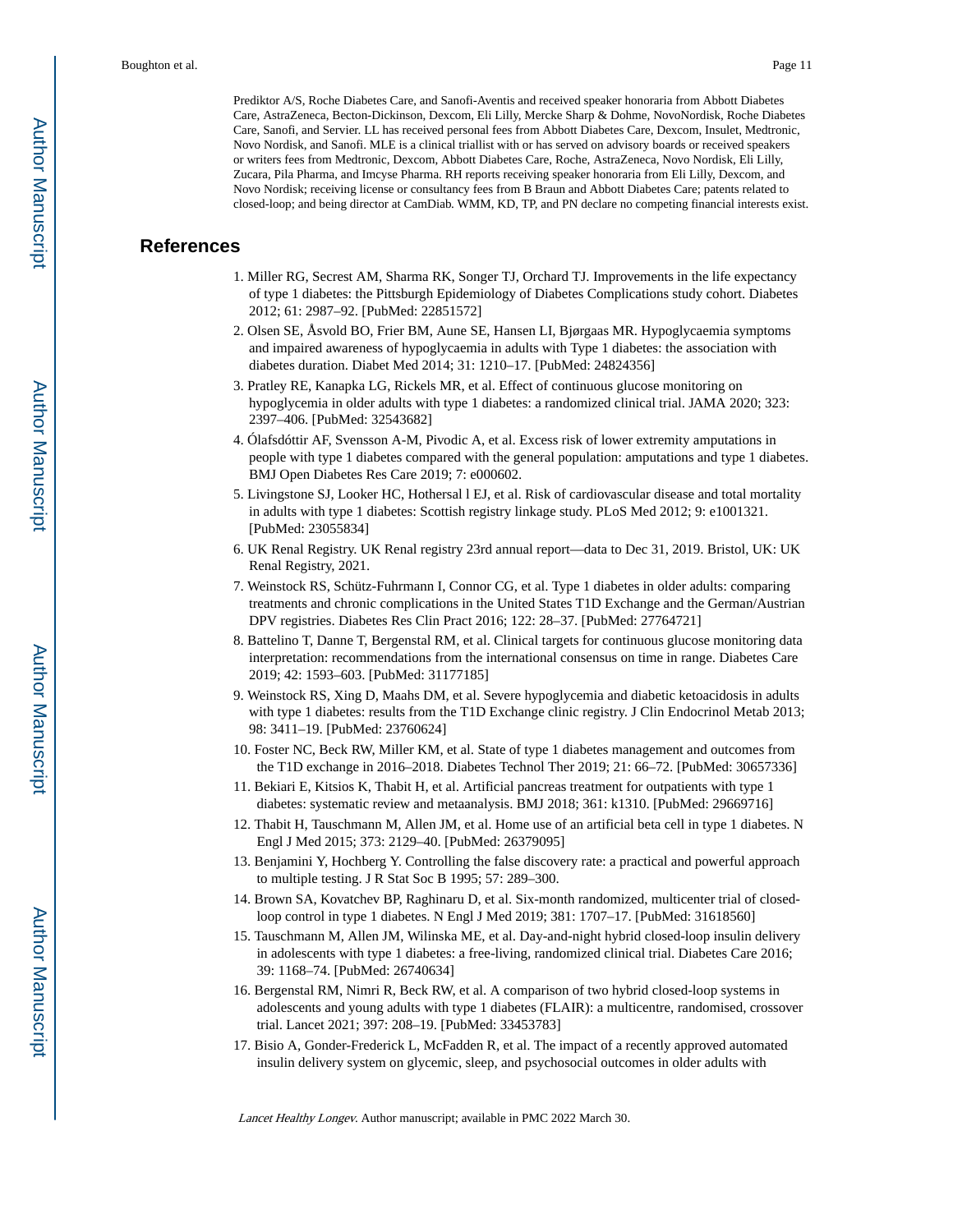Prediktor A/S, Roche Diabetes Care, and Sanofi-Aventis and received speaker honoraria from Abbott Diabetes Care, AstraZeneca, Becton-Dickinson, Dexcom, Eli Lilly, Mercke Sharp & Dohme, NovoNordisk, Roche Diabetes Care, Sanofi, and Servier. LL has received personal fees from Abbott Diabetes Care, Dexcom, Insulet, Medtronic, Novo Nordisk, and Sanofi. MLE is a clinical triallist with or has served on advisory boards or received speakers or writers fees from Medtronic, Dexcom, Abbott Diabetes Care, Roche, AstraZeneca, Novo Nordisk, Eli Lilly, Zucara, Pila Pharma, and Imcyse Pharma. RH reports receiving speaker honoraria from Eli Lilly, Dexcom, and Novo Nordisk; receiving license or consultancy fees from B Braun and Abbott Diabetes Care; patents related to closed-loop; and being director at CamDiab. WMM, KD, TP, and PN declare no competing financial interests exist.

## References

1. Miller RG, Secrest AM, Sharma RK, Songer TJ, Orchard TJ. Improvements in the life expectancy of type 1 diabetes: the Pittsburgh Epidemiology of Diabetes Complications study cohort. Diabetes 2012; 61: 2987–92. [PubMed: 22851572]
2. Olsen SE, Åsvold BO, Frier BM, Aune SE, Hansen LI, Bjørgaas MR. Hypoglycaemia symptoms and impaired awareness of hypoglycaemia in adults with Type 1 diabetes: the association with diabetes duration. Diabet Med 2014; 31: 1210–17. [PubMed: 24824356]
3. Pratley RE, Kanapka LG, Rickels MR, et al. Effect of continuous glucose monitoring on hypoglycemia in older adults with type 1 diabetes: a randomized clinical trial. JAMA 2020; 323: 2397–406. [PubMed: 32543682]
4. Ólafsdóttir AF, Svensson A-M, Pivodic A, et al. Excess risk of lower extremity amputations in people with type 1 diabetes compared with the general population: amputations and type 1 diabetes. BMJ Open Diabetes Res Care 2019; 7: e000602.
5. Livingstone SJ, Looker HC, Hothersal l EJ, et al. Risk of cardiovascular disease and total mortality in adults with type 1 diabetes: Scottish registry linkage study. PLoS Med 2012; 9: e1001321. [PubMed: 23055834]
6. UK Renal Registry. UK Renal registry 23rd annual report—data to Dec 31, 2019. Bristol, UK: UK Renal Registry, 2021.
7. Weinstock RS, Schütz-Fuhrmann I, Connor CG, et al. Type 1 diabetes in older adults: comparing treatments and chronic complications in the United States T1D Exchange and the German/Austrian DPV registries. Diabetes Res Clin Pract 2016; 122: 28–37. [PubMed: 27764721]
8. Battelino T, Danne T, Bergenstal RM, et al. Clinical targets for continuous glucose monitoring data interpretation: recommendations from the international consensus on time in range. Diabetes Care 2019; 42: 1593–603. [PubMed: 31177185]
9. Weinstock RS, Xing D, Maahs DM, et al. Severe hypoglycemia and diabetic ketoacidosis in adults with type 1 diabetes: results from the T1D Exchange clinic registry. J Clin Endocrinol Metab 2013; 98: 3411–19. [PubMed: 23760624]
10. Foster NC, Beck RW, Miller KM, et al. State of type 1 diabetes management and outcomes from the T1D exchange in 2016–2018. Diabetes Technol Ther 2019; 21: 66–72. [PubMed: 30657336]
11. Bekiari E, Kitsios K, Thabit H, et al. Artificial pancreas treatment for outpatients with type 1 diabetes: systematic review and metaanalysis. BMJ 2018; 361: k1310. [PubMed: 29669716]
12. Thabit H, Tauschmann M, Allen JM, et al. Home use of an artificial beta cell in type 1 diabetes. N Engl J Med 2015; 373: 2129–40. [PubMed: 26379095]
13. Benjamini Y, Hochberg Y. Controlling the false discovery rate: a practical and powerful approach to multiple testing. J R Stat Soc B 1995; 57: 289–300.
14. Brown SA, Kovatchev BP, Raghinaru D, et al. Six-month randomized, multicenter trial of closed-loop control in type 1 diabetes. N Engl J Med 2019; 381: 1707–17. [PubMed: 31618560]
15. Tauschmann M, Allen JM, Wilinska ME, et al. Day-and-night hybrid closed-loop insulin delivery in adolescents with type 1 diabetes: a free-living, randomized clinical trial. Diabetes Care 2016; 39: 1168–74. [PubMed: 26740634]
16. Bergenstal RM, Nimri R, Beck RW, et al. A comparison of two hybrid closed-loop systems in adolescents and young adults with type 1 diabetes (FLAIR): a multicentre, randomised, crossover trial. Lancet 2021; 397: 208–19. [PubMed: 33453783]
17. Bisio A, Gonder-Frederick L, McFadden R, et al. The impact of a recently approved automated insulin delivery system on glycemic, sleep, and psychosocial outcomes in older adults with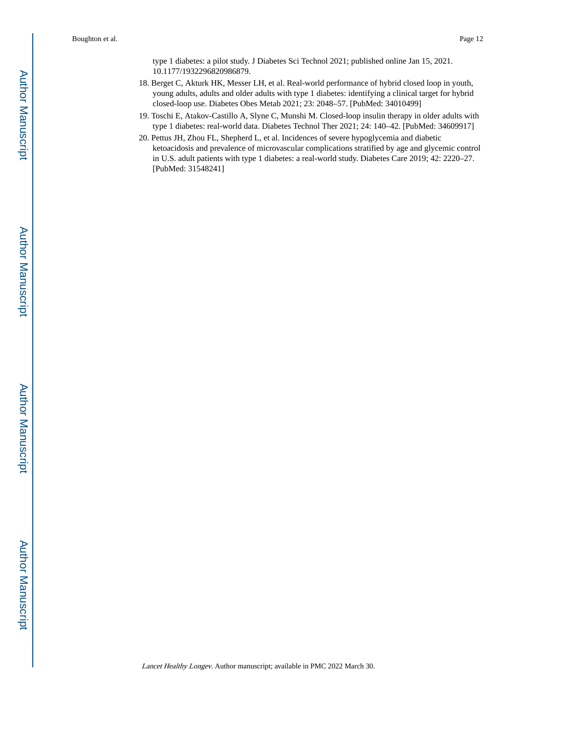type 1 diabetes: a pilot study. J Diabetes Sci Technol 2021; published online Jan 15, 2021. 10.1177/1932296820986879.

18. Berget C, Akturk HK, Messer LH, et al. Real-world performance of hybrid closed loop in youth, young adults, adults and older adults with type 1 diabetes: identifying a clinical target for hybrid closed-loop use. Diabetes Obes Metab 2021; 23: 2048–57. [PubMed: 34010499]
19. Toschi E, Atakov-Castillo A, Slyne C, Munshi M. Closed-loop insulin therapy in older adults with type 1 diabetes: real-world data. Diabetes Technol Ther 2021; 24: 140–42. [PubMed: 34609917]
20. Pettus JH, Zhou FL, Shepherd L, et al. Incidences of severe hypoglycemia and diabetic ketoacidosis and prevalence of microvascular complications stratified by age and glycemic control in U.S. adult patients with type 1 diabetes: a real-world study. Diabetes Care 2019; 42: 2220–27. [PubMed: 31548241]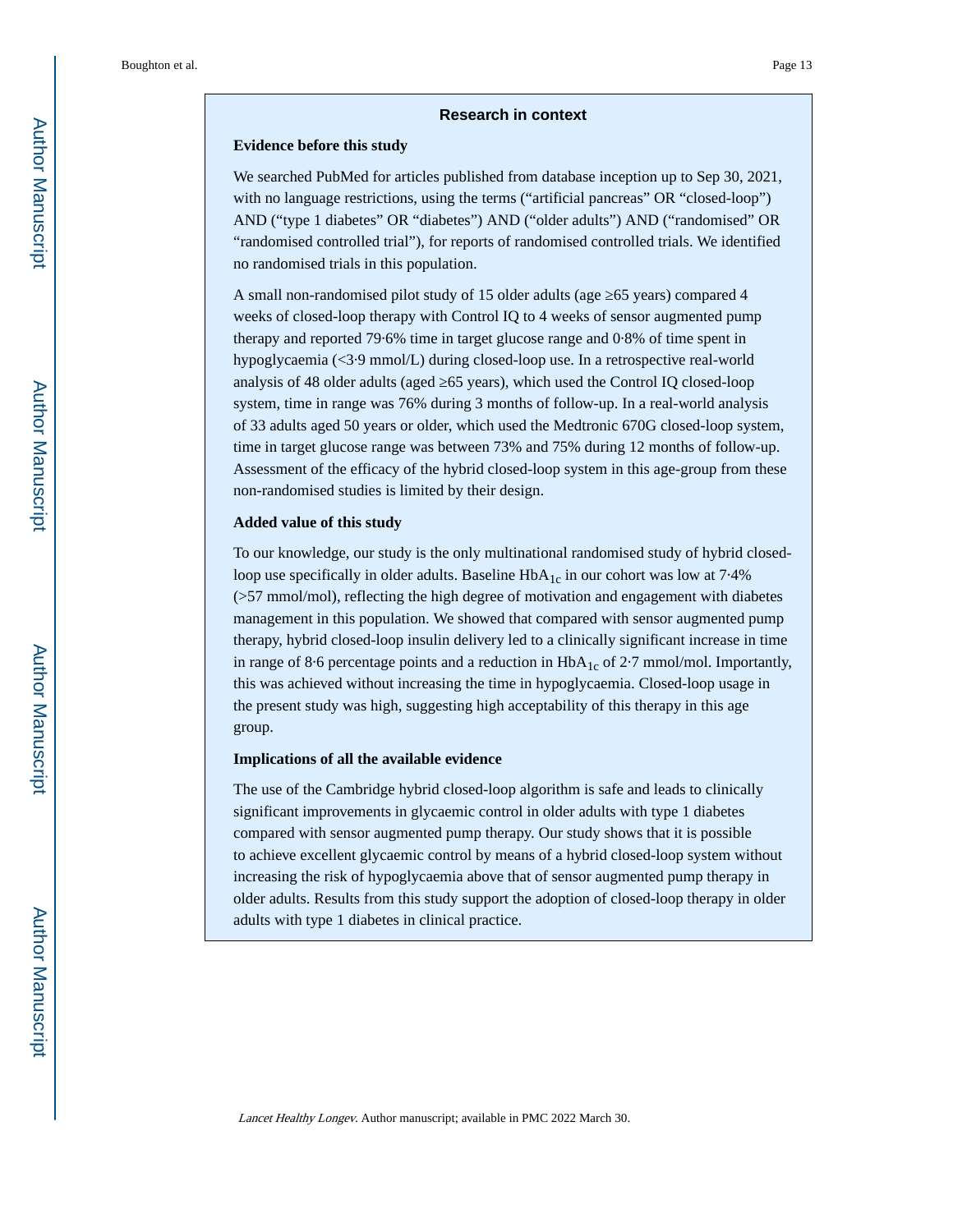## Research in context

### Evidence before this study

We searched PubMed for articles published from database inception up to Sep 30, 2021, with no language restrictions, using the terms ("artificial pancreas" OR "closed-loop") AND ("type 1 diabetes" OR "diabetes") AND ("older adults") AND ("randomised" OR "randomised controlled trial"), for reports of randomised controlled trials. We identified no randomised trials in this population.

A small non-randomised pilot study of 15 older adults (age ≥65 years) compared 4 weeks of closed-loop therapy with Control IQ to 4 weeks of sensor augmented pump therapy and reported 79·6% time in target glucose range and 0·8% of time spent in hypoglycaemia (<3·9 mmol/L) during closed-loop use. In a retrospective real-world analysis of 48 older adults (aged ≥65 years), which used the Control IQ closed-loop system, time in range was 76% during 3 months of follow-up. In a real-world analysis of 33 adults aged 50 years or older, which used the Medtronic 670G closed-loop system, time in target glucose range was between 73% and 75% during 12 months of follow-up. Assessment of the efficacy of the hybrid closed-loop system in this age-group from these non-randomised studies is limited by their design.

### Added value of this study

To our knowledge, our study is the only multinational randomised study of hybrid closed-loop use specifically in older adults. Baseline $HbA_{1c}$ in our cohort was low at 7·4% (>57 mmol/mol), reflecting the high degree of motivation and engagement with diabetes management in this population. We showed that compared with sensor augmented pump therapy, hybrid closed-loop insulin delivery led to a clinically significant increase in time in range of 8·6 percentage points and a reduction in $HbA_{1c}$ of 2·7 mmol/mol. Importantly, this was achieved without increasing the time in hypoglycaemia. Closed-loop usage in the present study was high, suggesting high acceptability of this therapy in this age group.

### Implications of all the available evidence

The use of the Cambridge hybrid closed-loop algorithm is safe and leads to clinically significant improvements in glycaemic control in older adults with type 1 diabetes compared with sensor augmented pump therapy. Our study shows that it is possible to achieve excellent glycaemic control by means of a hybrid closed-loop system without increasing the risk of hypoglycaemia above that of sensor augmented pump therapy in older adults. Results from this study support the adoption of closed-loop therapy in older adults with type 1 diabetes in clinical practice.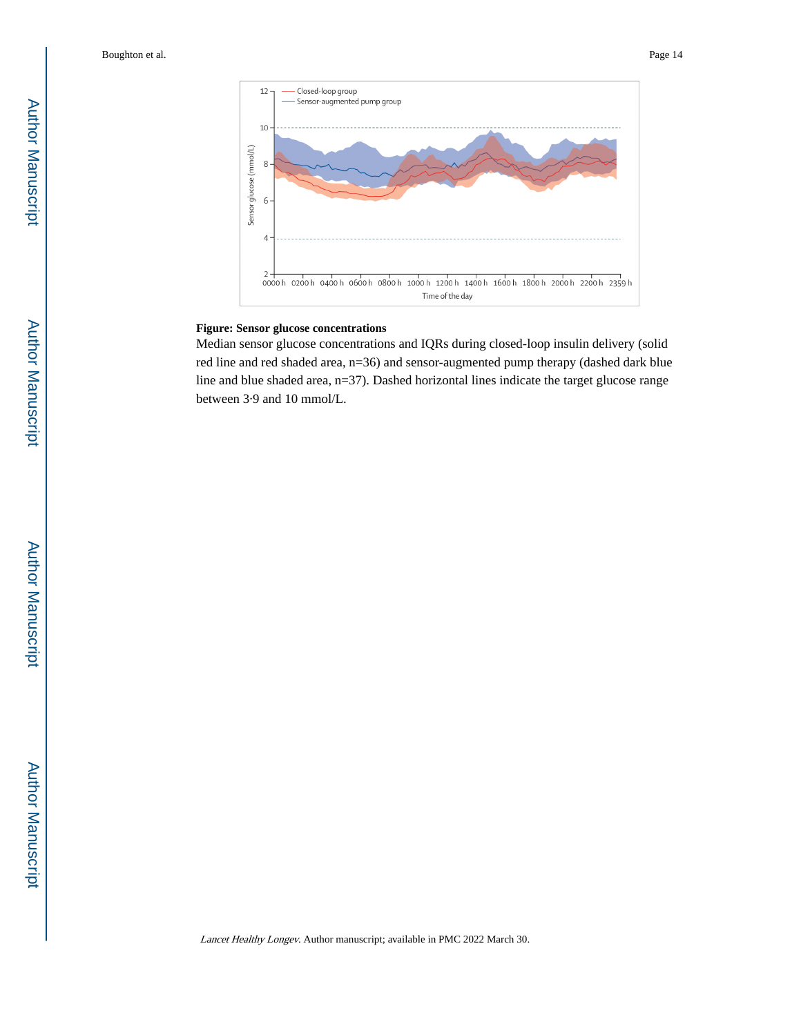**Figure: Sensor glucose concentrations**

Median sensor glucose concentrations and IQRs during closed-loop insulin delivery (solid red line and red shaded area, n=36) and sensor-augmented pump therapy (dashed dark blue line and blue shaded area, n=37). Dashed horizontal lines indicate the target glucose range between 3·9 and 10 mmol/L.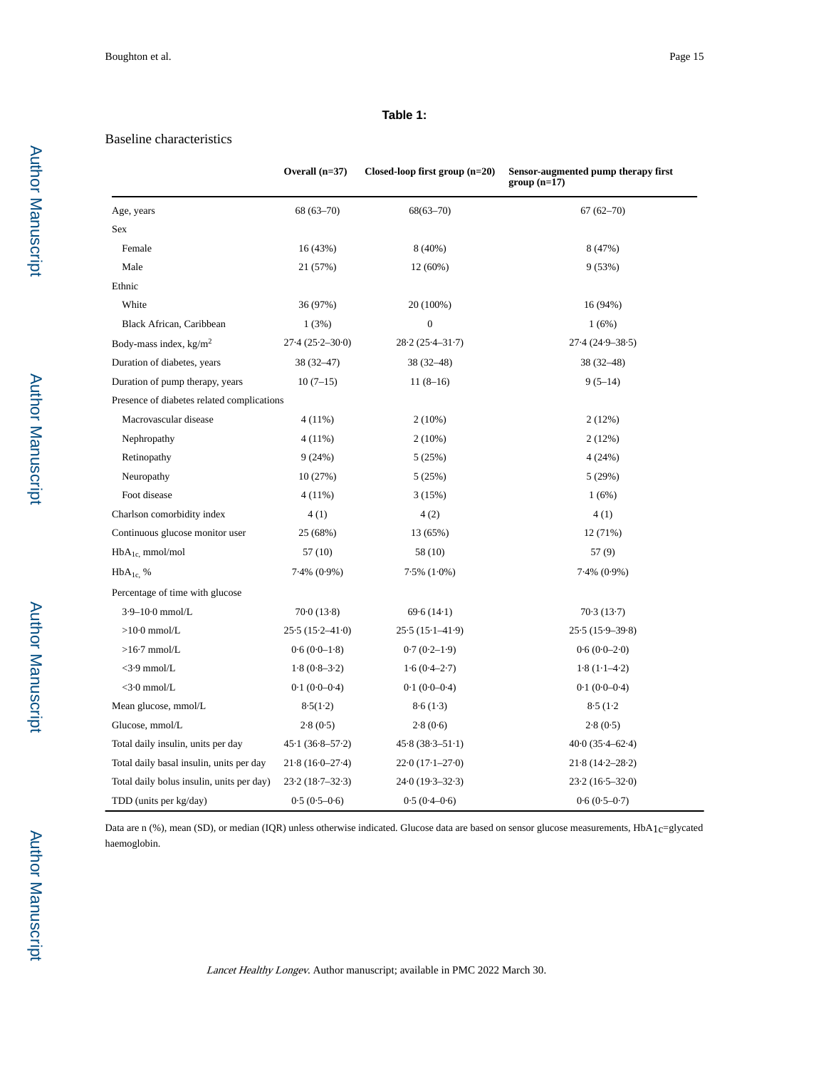**Table 1:**

Baseline characteristics

| | Overall (n=37) | Closed-loop first group (n=20) | Sensor-augmented pump therapy first group (n=17) |
|---|---|---|---|
| Age, years | 68 (63–70) | 68(63–70) | 67 (62–70) |
| Sex | | | |
| Female | 16 (43%) | 8 (40%) | 8 (47%) |
| Male | 21 (57%) | 12 (60%) | 9 (53%) |
| Ethnic | | | |
| White | 36 (97%) | 20 (100%) | 16 (94%) |
| Black African, Caribbean | 1 (3%) | 0 | 1 (6%) |
| Body-mass index, kg/m$^2$ | 27·4 (25·2–30·0) | 28·2 (25·4–31·7) | 27·4 (24·9–38·5) |
| Duration of diabetes, years | 38 (32–47) | 38 (32–48) | 38 (32–48) |
| Duration of pump therapy, years | 10 (7–15) | 11 (8–16) | 9 (5–14) |
| Presence of diabetes related complications | | | |
| Macrovascular disease | 4 (11%) | 2 (10%) | 2 (12%) |
| Nephropathy | 4 (11%) | 2 (10%) | 2 (12%) |
| Retinopathy | 9 (24%) | 5 (25%) | 4 (24%) |
| Neuropathy | 10 (27%) | 5 (25%) | 5 (29%) |
| Foot disease | 4 (11%) | 3 (15%) | 1 (6%) |
| Charlson comorbidity index | 4 (1) | 4 (2) | 4 (1) |
| Continuous glucose monitor user | 25 (68%) | 13 (65%) | 12 (71%) |
| $HbA_{1c}$, mmol/mol | 57 (10) | 58 (10) | 57 (9) |
| $HbA_{1c}$, % | 7·4% (0·9%) | 7·5% (1·0%) | 7·4% (0·9%) |
| Percentage of time with glucose | | | |
| 3·9–10·0 mmol/L | 70·0 (13·8) | 69·6 (14·1) | 70·3 (13·7) |
| >10·0 mmol/L | 25·5 (15·2–41·0) | 25·5 (15·1–41·9) | 25·5 (15·9–39·8) |
| >16·7 mmol/L | 0·6 (0·0–1·8) | 0·7 (0·2–1·9) | 0·6 (0·0–2·0) |
| <3·9 mmol/L | 1·8 (0·8–3·2) | 1·6 (0·4–2·7) | 1·8 (1·1–4·2) |
| <3·0 mmol/L | 0·1 (0·0–0·4) | 0·1 (0·0–0·4) | 0·1 (0·0–0·4) |
| Mean glucose, mmol/L | 8·5(1·2) | 8·6 (1·3) | 8·5 (1·2 |
| Glucose, mmol/L | 2·8 (0·5) | 2·8 (0·6) | 2·8 (0·5) |
| Total daily insulin, units per day | 45·1 (36·8–57·2) | 45·8 (38·3–51·1) | 40·0 (35·4–62·4) |
| Total daily basal insulin, units per day | 21·8 (16·0–27·4) | 22·0 (17·1–27·0) | 21·8 (14·2–28·2) |
| Total daily bolus insulin, units per day) | 23·2 (18·7–32·3) | 24·0 (19·3–32·3) | 23·2 (16·5–32·0) |
| TDD (units per kg/day) | 0·5 (0·5–0·6) | 0·5 (0·4–0·6) | 0·6 (0·5–0·7) |

Data are n (%), mean (SD), or median (IQR) unless otherwise indicated. Glucose data are based on sensor glucose measurements, $HbA_{1C}$=glycated haemoglobin.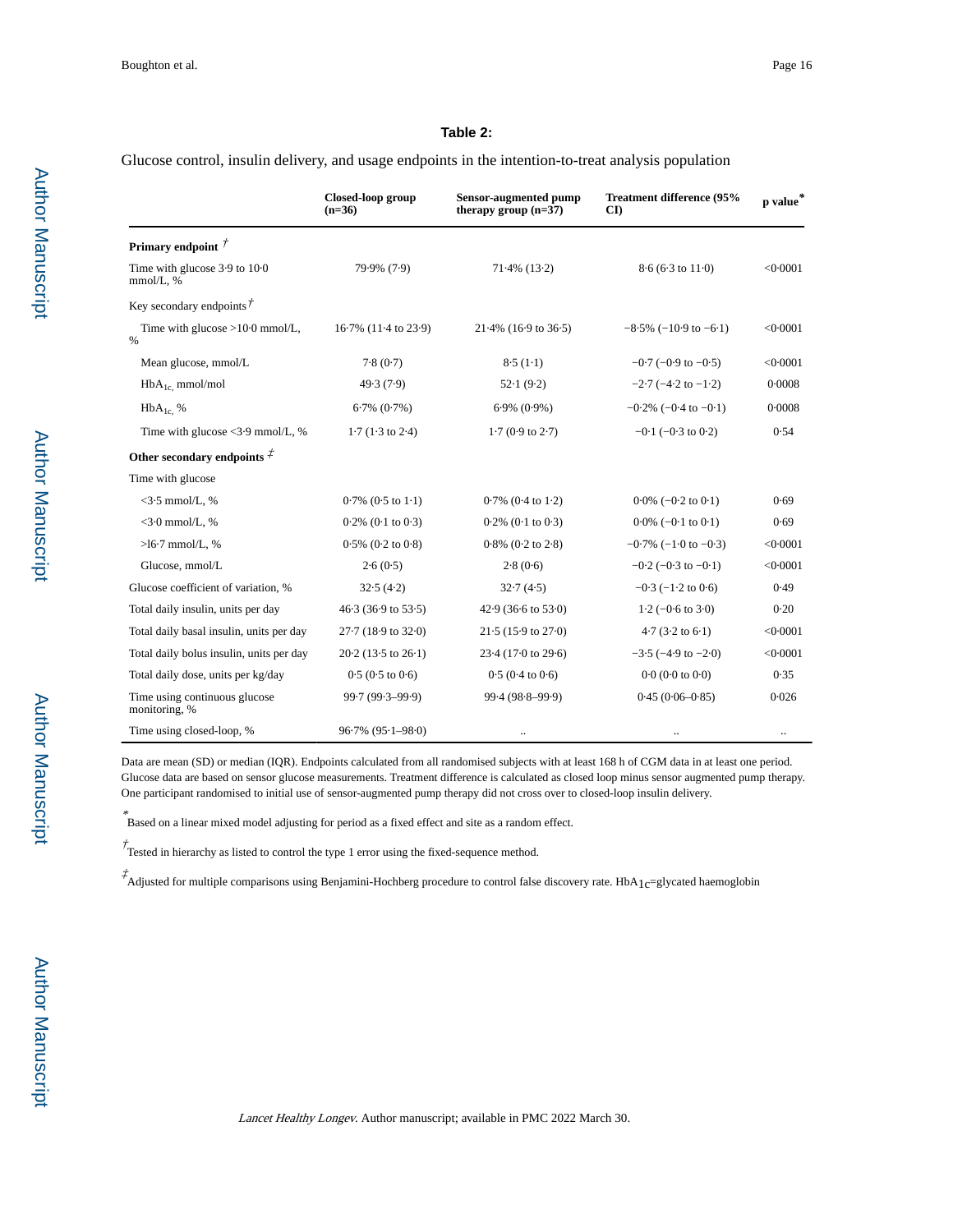### Table 2:

Glucose control, insulin delivery, and usage endpoints in the intention-to-treat analysis population

| | Closed-loop group (n=36) | Sensor-augmented pump therapy group (n=37) | Treatment difference (95% CI) | p value* |
|---|---|---|---|---|
| **Primary endpoint** † | | | | |
| Time with glucose 3·9 to 10·0 mmol/L, % | 79·9% (7·9) | 71·4% (13·2) | 8·6 (6·3 to 11·0) | <0·0001 |
| Key secondary endpoints † | | | | |
| Time with glucose >10·0 mmol/L, % | 16·7% (11·4 to 23·9) | 21·4% (16·9 to 36·5) | −8·5% (−10·9 to −6·1) | <0·0001 |
| Mean glucose, mmol/L | 7·8 (0·7) | 8·5 (1·1) | −0·7 (−0·9 to −0·5) | <0·0001 |
| $HbA_{1c}$, mmol/mol | 49·3 (7·9) | 52·1 (9·2) | −2·7 (−4·2 to −1·2) | 0·0008 |
| $HbA_{1c}$, % | 6·7% (0·7%) | 6·9% (0·9%) | −0·2% (−0·4 to −0·1) | 0·0008 |
| Time with glucose <3·9 mmol/L, % | 1·7 (1·3 to 2·4) | 1·7 (0·9 to 2·7) | −0·1 (−0·3 to 0·2) | 0·54 |
| **Other secondary endpoints** ‡ | | | | |
| Time with glucose | | | | |
| <3·5 mmol/L, % | 0·7% (0·5 to 1·1) | 0·7% (0·4 to 1·2) | 0·0% (−0·2 to 0·1) | 0·69 |
| <3·0 mmol/L, % | 0·2% (0·1 to 0·3) | 0·2% (0·1 to 0·3) | 0·0% (−0·1 to 0·1) | 0·69 |
| >16·7 mmol/L, % | 0·5% (0·2 to 0·8) | 0·8% (0·2 to 2·8) | −0·7% (−1·0 to −0·3) | <0·0001 |
| Glucose, mmol/L | 2·6 (0·5) | 2·8 (0·6) | −0·2 (−0·3 to −0·1) | <0·0001 |
| Glucose coefficient of variation, % | 32·5 (4·2) | 32·7 (4·5) | −0·3 (−1·2 to 0·6) | 0·49 |
| Total daily insulin, units per day | 46·3 (36·9 to 53·5) | 42·9 (36·6 to 53·0) | 1·2 (−0·6 to 3·0) | 0·20 |
| Total daily basal insulin, units per day | 27·7 (18·9 to 32·0) | 21·5 (15·9 to 27·0) | 4·7 (3·2 to 6·1) | <0·0001 |
| Total daily bolus insulin, units per day | 20·2 (13·5 to 26·1) | 23·4 (17·0 to 29·6) | −3·5 (−4·9 to −2·0) | <0·0001 |
| Total daily dose, units per kg/day | 0·5 (0·5 to 0·6) | 0·5 (0·4 to 0·6) | 0·0 (0·0 to 0·0) | 0·35 |
| Time using continuous glucose monitoring, % | 99·7 (99·3–99·9) | 99·4 (98·8–99·9) | 0·45 (0·06–0·85) | 0·026 |
| Time using closed-loop, % | 96·7% (95·1–98·0) | .. | .. | .. |

Data are mean (SD) or median (IQR). Endpoints calculated from all randomised subjects with at least 168 h of CGM data in at least one period. Glucose data are based on sensor glucose measurements. Treatment difference is calculated as closed loop minus sensor augmented pump therapy. One participant randomised to initial use of sensor-augmented pump therapy did not cross over to closed-loop insulin delivery.

\* Based on a linear mixed model adjusting for period as a fixed effect and site as a random effect.

† Tested in hierarchy as listed to control the type 1 error using the fixed-sequence method.

‡ Adjusted for multiple comparisons using Benjamini-Hochberg procedure to control false discovery rate. $HbA_{1c}$=glycated haemoglobin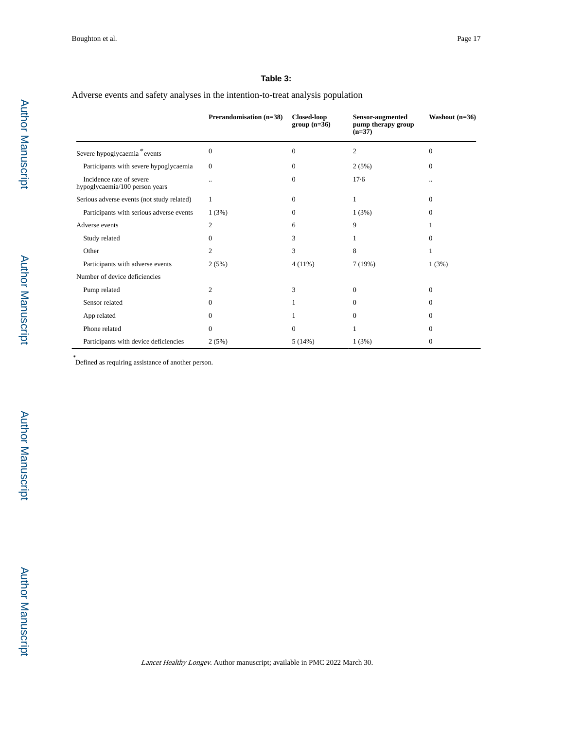**Table 3:**

Adverse events and safety analyses in the intention-to-treat analysis population

| | Prerandomisation (n=38) | Closed-loop group (n=36) | Sensor-augmented pump therapy group (n=37) | Washout (n=36) |
|---|---|---|---|---|
| Severe hypoglycaemia* events | 0 | 0 | 2 | 0 |
| Participants with severe hypoglycaemia | 0 | 0 | 2 (5%) | 0 |
| Incidence rate of severe hypoglycaemia/100 person years | .. | 0 | 17·6 | .. |
| Serious adverse events (not study related) | 1 | 0 | 1 | 0 |
| Participants with serious adverse events | 1 (3%) | 0 | 1 (3%) | 0 |
| Adverse events | 2 | 6 | 9 | 1 |
| Study related | 0 | 3 | 1 | 0 |
| Other | 2 | 3 | 8 | 1 |
| Participants with adverse events | 2 (5%) | 4 (11%) | 7 (19%) | 1 (3%) |
| Number of device deficiencies | | | | |
| Pump related | 2 | 3 | 0 | 0 |
| Sensor related | 0 | 1 | 0 | 0 |
| App related | 0 | 1 | 0 | 0 |
| Phone related | 0 | 0 | 1 | 0 |
| Participants with device deficiencies | 2 (5%) | 5 (14%) | 1 (3%) | 0 |

*Defined as requiring assistance of another person.